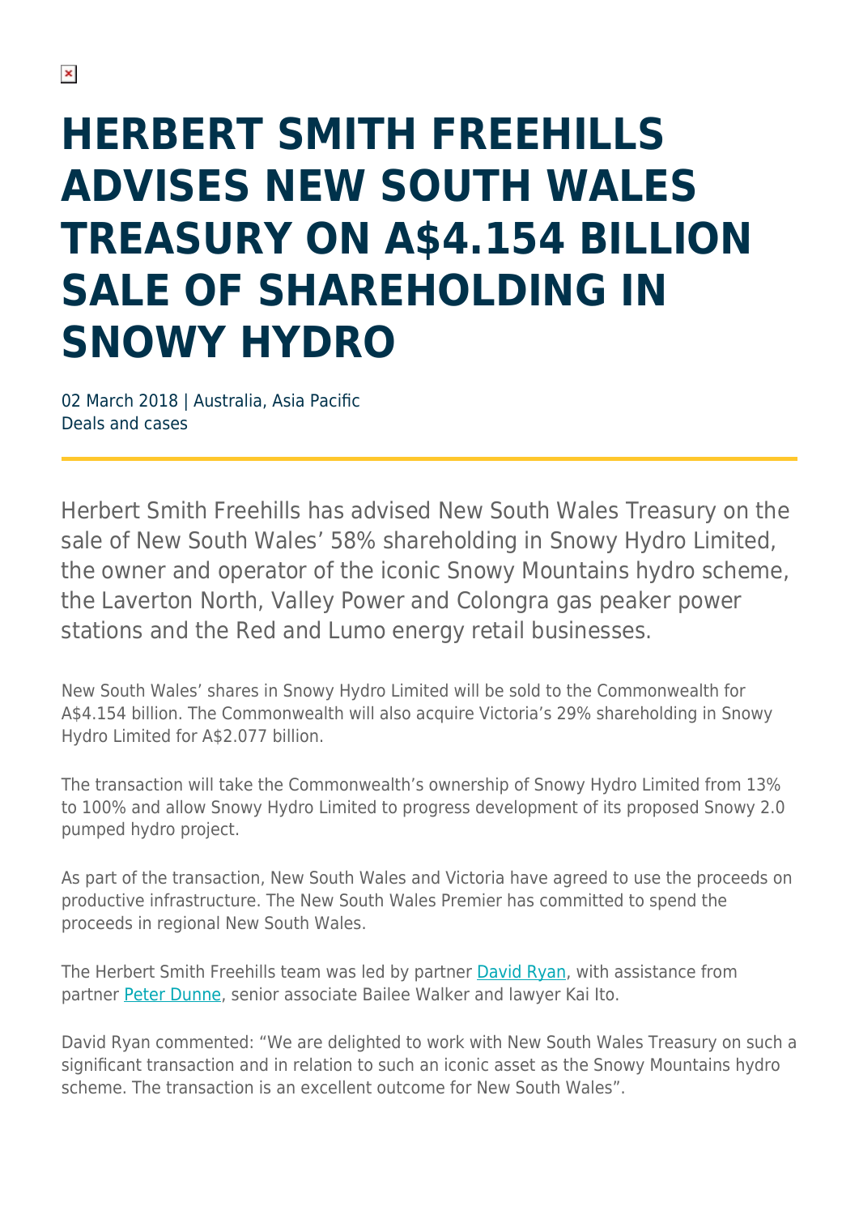# HERBERT SMITH FREEHILLS ADVISES NEW SOUTH WALES TREASURY ON A$4.154 BILLION SALE OF SHAREHOLDING IN SNOWY HYDRO

02 March 2018 | Australia, Asia Pacific
Deals and cases

Herbert Smith Freehills has advised New South Wales Treasury on the sale of New South Wales' 58% shareholding in Snowy Hydro Limited, the owner and operator of the iconic Snowy Mountains hydro scheme, the Laverton North, Valley Power and Colongra gas peaker power stations and the Red and Lumo energy retail businesses.

New South Wales' shares in Snowy Hydro Limited will be sold to the Commonwealth for A$4.154 billion. The Commonwealth will also acquire Victoria's 29% shareholding in Snowy Hydro Limited for A$2.077 billion.

The transaction will take the Commonwealth's ownership of Snowy Hydro Limited from 13% to 100% and allow Snowy Hydro Limited to progress development of its proposed Snowy 2.0 pumped hydro project.

As part of the transaction, New South Wales and Victoria have agreed to use the proceeds on productive infrastructure. The New South Wales Premier has committed to spend the proceeds in regional New South Wales.

The Herbert Smith Freehills team was led by partner David Ryan, with assistance from partner Peter Dunne, senior associate Bailee Walker and lawyer Kai Ito.

David Ryan commented: "We are delighted to work with New South Wales Treasury on such a significant transaction and in relation to such an iconic asset as the Snowy Mountains hydro scheme. The transaction is an excellent outcome for New South Wales".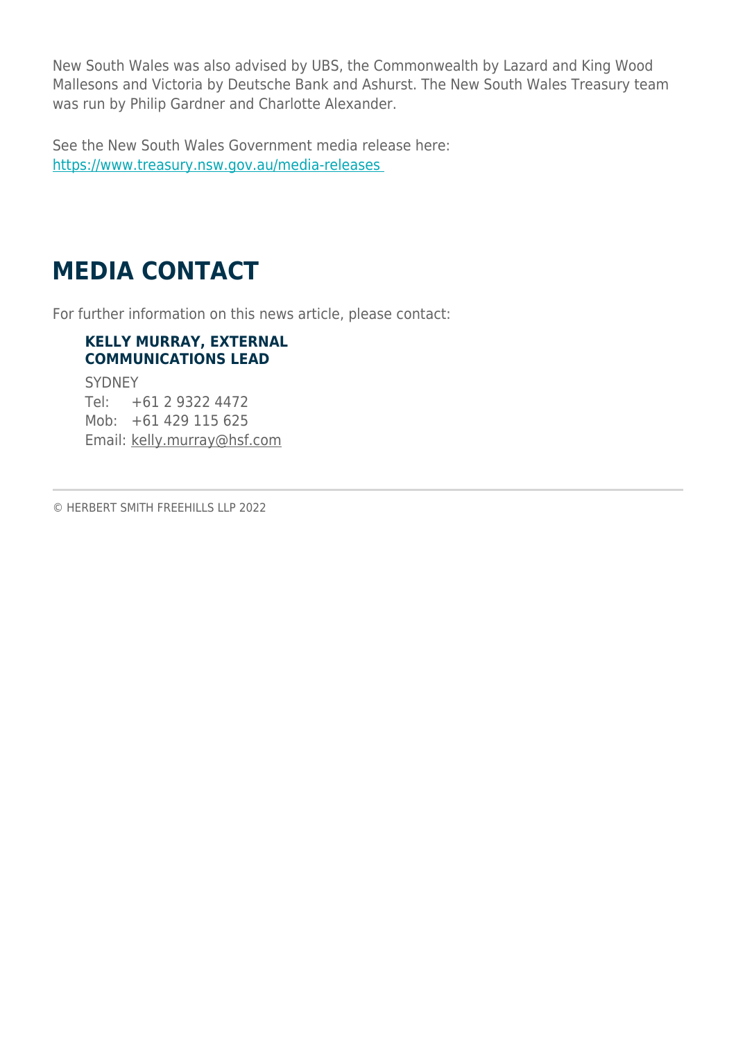New South Wales was also advised by UBS, the Commonwealth by Lazard and King Wood Mallesons and Victoria by Deutsche Bank and Ashurst. The New South Wales Treasury team was run by Philip Gardner and Charlotte Alexander.

See the New South Wales Government media release here: [https://www.treasury.nsw.gov.au/media-releases](https://www.treasury.nsw.gov.au/media-releases)

## MEDIA CONTACT

For further information on this news article, please contact:

**KELLY MURRAY, EXTERNAL COMMUNICATIONS LEAD**

SYDNEY
Tel: +61 2 9322 4472
Mob: +61 429 115 625
Email: kelly.murray@hsf.com

---

© HERBERT SMITH FREEHILLS LLP 2022